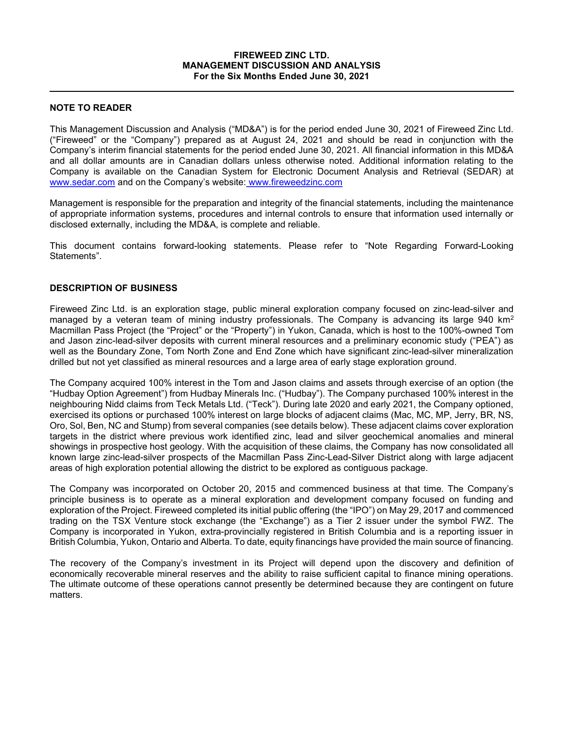**FIREWEED ZINC LTD.**
**MANAGEMENT DISCUSSION AND ANALYSIS**
**For the Six Months Ended June 30, 2021**

## NOTE TO READER

This Management Discussion and Analysis ("MD&A") is for the period ended June 30, 2021 of Fireweed Zinc Ltd. ("Fireweed" or the "Company") prepared as at August 24, 2021 and should be read in conjunction with the Company's interim financial statements for the period ended June 30, 2021. All financial information in this MD&A and all dollar amounts are in Canadian dollars unless otherwise noted. Additional information relating to the Company is available on the Canadian System for Electronic Document Analysis and Retrieval (SEDAR) at www.sedar.com and on the Company's website: www.fireweedzinc.com

Management is responsible for the preparation and integrity of the financial statements, including the maintenance of appropriate information systems, procedures and internal controls to ensure that information used internally or disclosed externally, including the MD&A, is complete and reliable.

This document contains forward-looking statements. Please refer to "Note Regarding Forward-Looking Statements".

## DESCRIPTION OF BUSINESS

Fireweed Zinc Ltd. is an exploration stage, public mineral exploration company focused on zinc-lead-silver and managed by a veteran team of mining industry professionals. The Company is advancing its large 940 $km^2$ Macmillan Pass Project (the "Project" or the "Property") in Yukon, Canada, which is host to the 100%-owned Tom and Jason zinc-lead-silver deposits with current mineral resources and a preliminary economic study ("PEA") as well as the Boundary Zone, Tom North Zone and End Zone which have significant zinc-lead-silver mineralization drilled but not yet classified as mineral resources and a large area of early stage exploration ground.

The Company acquired 100% interest in the Tom and Jason claims and assets through exercise of an option (the "Hudbay Option Agreement") from Hudbay Minerals Inc. ("Hudbay"). The Company purchased 100% interest in the neighbouring Nidd claims from Teck Metals Ltd. ("Teck"). During late 2020 and early 2021, the Company optioned, exercised its options or purchased 100% interest on large blocks of adjacent claims (Mac, MC, MP, Jerry, BR, NS, Oro, Sol, Ben, NC and Stump) from several companies (see details below). These adjacent claims cover exploration targets in the district where previous work identified zinc, lead and silver geochemical anomalies and mineral showings in prospective host geology. With the acquisition of these claims, the Company has now consolidated all known large zinc-lead-silver prospects of the Macmillan Pass Zinc-Lead-Silver District along with large adjacent areas of high exploration potential allowing the district to be explored as contiguous package.

The Company was incorporated on October 20, 2015 and commenced business at that time. The Company's principle business is to operate as a mineral exploration and development company focused on funding and exploration of the Project. Fireweed completed its initial public offering (the "IPO") on May 29, 2017 and commenced trading on the TSX Venture stock exchange (the "Exchange") as a Tier 2 issuer under the symbol FWZ. The Company is incorporated in Yukon, extra-provincially registered in British Columbia and is a reporting issuer in British Columbia, Yukon, Ontario and Alberta. To date, equity financings have provided the main source of financing.

The recovery of the Company's investment in its Project will depend upon the discovery and definition of economically recoverable mineral reserves and the ability to raise sufficient capital to finance mining operations. The ultimate outcome of these operations cannot presently be determined because they are contingent on future matters.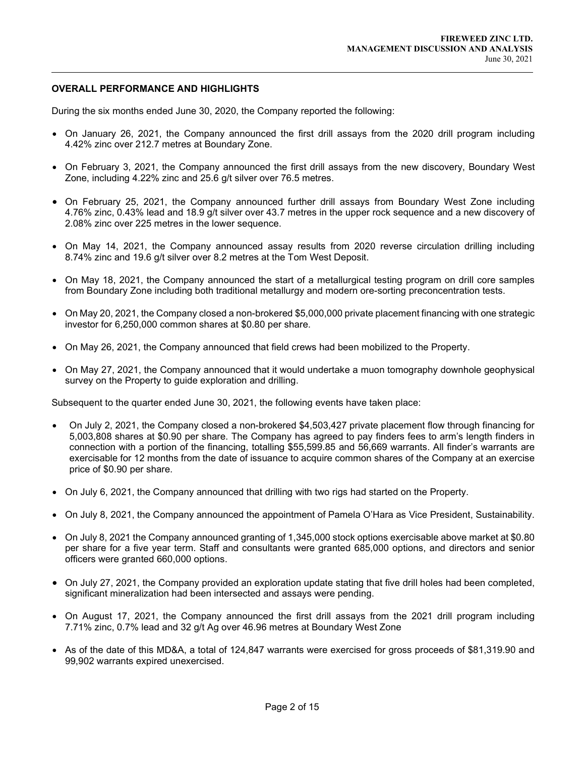## OVERALL PERFORMANCE AND HIGHLIGHTS

During the six months ended June 30, 2020, the Company reported the following:

- On January 26, 2021, the Company announced the first drill assays from the 2020 drill program including 4.42% zinc over 212.7 metres at Boundary Zone.
- On February 3, 2021, the Company announced the first drill assays from the new discovery, Boundary West Zone, including 4.22% zinc and 25.6 g/t silver over 76.5 metres.
- On February 25, 2021, the Company announced further drill assays from Boundary West Zone including 4.76% zinc, 0.43% lead and 18.9 g/t silver over 43.7 metres in the upper rock sequence and a new discovery of 2.08% zinc over 225 metres in the lower sequence.
- On May 14, 2021, the Company announced assay results from 2020 reverse circulation drilling including 8.74% zinc and 19.6 g/t silver over 8.2 metres at the Tom West Deposit.
- On May 18, 2021, the Company announced the start of a metallurgical testing program on drill core samples from Boundary Zone including both traditional metallurgy and modern ore-sorting preconcentration tests.
- On May 20, 2021, the Company closed a non-brokered $5,000,000 private placement financing with one strategic investor for 6,250,000 common shares at $0.80 per share.
- On May 26, 2021, the Company announced that field crews had been mobilized to the Property.
- On May 27, 2021, the Company announced that it would undertake a muon tomography downhole geophysical survey on the Property to guide exploration and drilling.

Subsequent to the quarter ended June 30, 2021, the following events have taken place:

- On July 2, 2021, the Company closed a non-brokered $4,503,427 private placement flow through financing for 5,003,808 shares at $0.90 per share. The Company has agreed to pay finders fees to arm's length finders in connection with a portion of the financing, totalling $55,599.85 and 56,669 warrants. All finder's warrants are exercisable for 12 months from the date of issuance to acquire common shares of the Company at an exercise price of $0.90 per share.
- On July 6, 2021, the Company announced that drilling with two rigs had started on the Property.
- On July 8, 2021, the Company announced the appointment of Pamela O'Hara as Vice President, Sustainability.
- On July 8, 2021 the Company announced granting of 1,345,000 stock options exercisable above market at $0.80 per share for a five year term. Staff and consultants were granted 685,000 options, and directors and senior officers were granted 660,000 options.
- On July 27, 2021, the Company provided an exploration update stating that five drill holes had been completed, significant mineralization had been intersected and assays were pending.
- On August 17, 2021, the Company announced the first drill assays from the 2021 drill program including 7.71% zinc, 0.7% lead and 32 g/t Ag over 46.96 metres at Boundary West Zone
- As of the date of this MD&A, a total of 124,847 warrants were exercised for gross proceeds of $81,319.90 and 99,902 warrants expired unexercised.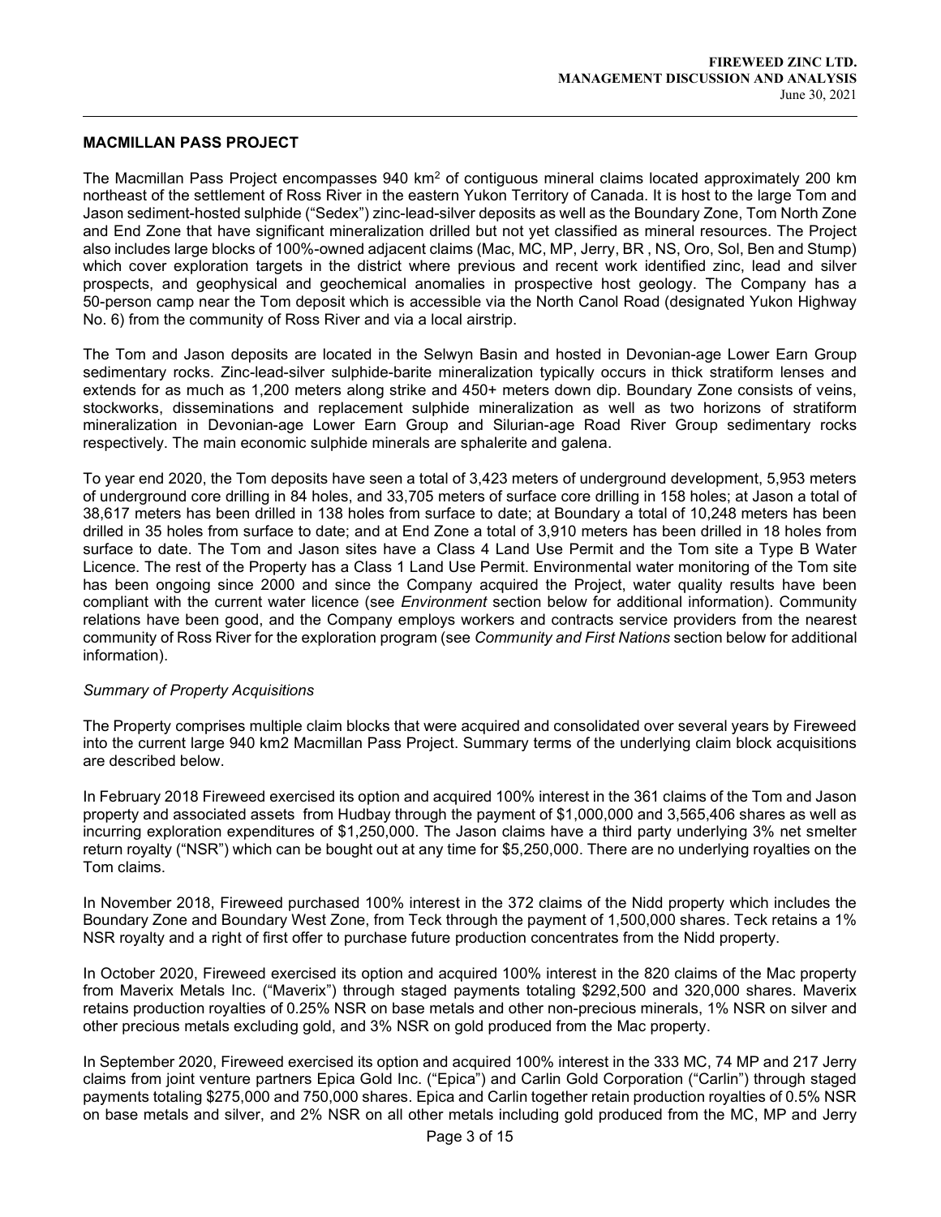## MACMILLAN PASS PROJECT

The Macmillan Pass Project encompasses 940 km$^2$ of contiguous mineral claims located approximately 200 km northeast of the settlement of Ross River in the eastern Yukon Territory of Canada. It is host to the large Tom and Jason sediment-hosted sulphide ("Sedex") zinc-lead-silver deposits as well as the Boundary Zone, Tom North Zone and End Zone that have significant mineralization drilled but not yet classified as mineral resources. The Project also includes large blocks of 100%-owned adjacent claims (Mac, MC, MP, Jerry, BR , NS, Oro, Sol, Ben and Stump) which cover exploration targets in the district where previous and recent work identified zinc, lead and silver prospects, and geophysical and geochemical anomalies in prospective host geology. The Company has a 50-person camp near the Tom deposit which is accessible via the North Canol Road (designated Yukon Highway No. 6) from the community of Ross River and via a local airstrip.

The Tom and Jason deposits are located in the Selwyn Basin and hosted in Devonian-age Lower Earn Group sedimentary rocks. Zinc-lead-silver sulphide-barite mineralization typically occurs in thick stratiform lenses and extends for as much as 1,200 meters along strike and 450+ meters down dip. Boundary Zone consists of veins, stockworks, disseminations and replacement sulphide mineralization as well as two horizons of stratiform mineralization in Devonian-age Lower Earn Group and Silurian-age Road River Group sedimentary rocks respectively. The main economic sulphide minerals are sphalerite and galena.

To year end 2020, the Tom deposits have seen a total of 3,423 meters of underground development, 5,953 meters of underground core drilling in 84 holes, and 33,705 meters of surface core drilling in 158 holes; at Jason a total of 38,617 meters has been drilled in 138 holes from surface to date; at Boundary a total of 10,248 meters has been drilled in 35 holes from surface to date; and at End Zone a total of 3,910 meters has been drilled in 18 holes from surface to date. The Tom and Jason sites have a Class 4 Land Use Permit and the Tom site a Type B Water Licence. The rest of the Property has a Class 1 Land Use Permit. Environmental water monitoring of the Tom site has been ongoing since 2000 and since the Company acquired the Project, water quality results have been compliant with the current water licence (see *Environment* section below for additional information). Community relations have been good, and the Company employs workers and contracts service providers from the nearest community of Ross River for the exploration program (see *Community and First Nations* section below for additional information).

*Summary of Property Acquisitions*

The Property comprises multiple claim blocks that were acquired and consolidated over several years by Fireweed into the current large 940 km2 Macmillan Pass Project. Summary terms of the underlying claim block acquisitions are described below.

In February 2018 Fireweed exercised its option and acquired 100% interest in the 361 claims of the Tom and Jason property and associated assets from Hudbay through the payment of $1,000,000 and 3,565,406 shares as well as incurring exploration expenditures of $1,250,000. The Jason claims have a third party underlying 3% net smelter return royalty ("NSR") which can be bought out at any time for $5,250,000. There are no underlying royalties on the Tom claims.

In November 2018, Fireweed purchased 100% interest in the 372 claims of the Nidd property which includes the Boundary Zone and Boundary West Zone, from Teck through the payment of 1,500,000 shares. Teck retains a 1% NSR royalty and a right of first offer to purchase future production concentrates from the Nidd property.

In October 2020, Fireweed exercised its option and acquired 100% interest in the 820 claims of the Mac property from Maverix Metals Inc. ("Maverix") through staged payments totaling $292,500 and 320,000 shares. Maverix retains production royalties of 0.25% NSR on base metals and other non-precious minerals, 1% NSR on silver and other precious metals excluding gold, and 3% NSR on gold produced from the Mac property.

In September 2020, Fireweed exercised its option and acquired 100% interest in the 333 MC, 74 MP and 217 Jerry claims from joint venture partners Epica Gold Inc. ("Epica") and Carlin Gold Corporation ("Carlin") through staged payments totaling $275,000 and 750,000 shares. Epica and Carlin together retain production royalties of 0.5% NSR on base metals and silver, and 2% NSR on all other metals including gold produced from the MC, MP and Jerry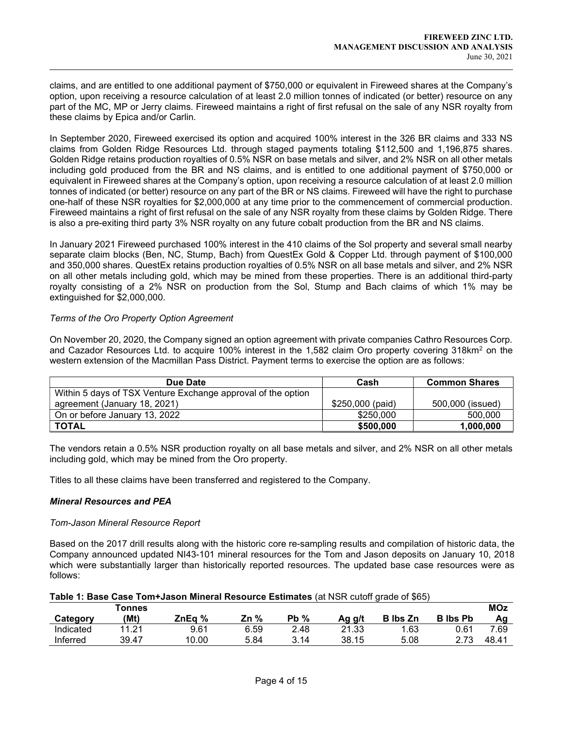claims, and are entitled to one additional payment of $750,000 or equivalent in Fireweed shares at the Company's option, upon receiving a resource calculation of at least 2.0 million tonnes of indicated (or better) resource on any part of the MC, MP or Jerry claims. Fireweed maintains a right of first refusal on the sale of any NSR royalty from these claims by Epica and/or Carlin.

In September 2020, Fireweed exercised its option and acquired 100% interest in the 326 BR claims and 333 NS claims from Golden Ridge Resources Ltd. through staged payments totaling $112,500 and 1,196,875 shares. Golden Ridge retains production royalties of 0.5% NSR on base metals and silver, and 2% NSR on all other metals including gold produced from the BR and NS claims, and is entitled to one additional payment of $750,000 or equivalent in Fireweed shares at the Company's option, upon receiving a resource calculation of at least 2.0 million tonnes of indicated (or better) resource on any part of the BR or NS claims. Fireweed will have the right to purchase one-half of these NSR royalties for $2,000,000 at any time prior to the commencement of commercial production. Fireweed maintains a right of first refusal on the sale of any NSR royalty from these claims by Golden Ridge. There is also a pre-exiting third party 3% NSR royalty on any future cobalt production from the BR and NS claims.

In January 2021 Fireweed purchased 100% interest in the 410 claims of the Sol property and several small nearby separate claim blocks (Ben, NC, Stump, Bach) from QuestEx Gold & Copper Ltd. through payment of $100,000 and 350,000 shares. QuestEx retains production royalties of 0.5% NSR on all base metals and silver, and 2% NSR on all other metals including gold, which may be mined from these properties. There is an additional third-party royalty consisting of a 2% NSR on production from the Sol, Stump and Bach claims of which 1% may be extinguished for $2,000,000.

*Terms of the Oro Property Option Agreement*

On November 20, 2020, the Company signed an option agreement with private companies Cathro Resources Corp. and Cazador Resources Ltd. to acquire 100% interest in the 1,582 claim Oro property covering 318km$^2$ on the western extension of the Macmillan Pass District. Payment terms to exercise the option are as follows:

| Due Date | Cash | Common Shares |
|---|---|---|
| Within 5 days of TSX Venture Exchange approval of the option agreement (January 18, 2021) | $250,000 (paid) | 500,000 (issued) |
| On or before January 13, 2022 | $250,000 | 500,000 |
| **TOTAL** | **$500,000** | **1,000,000** |

The vendors retain a 0.5% NSR production royalty on all base metals and silver, and 2% NSR on all other metals including gold, which may be mined from the Oro property.

Titles to all these claims have been transferred and registered to the Company.

### *Mineral Resources and PEA*

*Tom-Jason Mineral Resource Report*

Based on the 2017 drill results along with the historic core re-sampling results and compilation of historic data, the Company announced updated NI43-101 mineral resources for the Tom and Jason deposits on January 10, 2018 which were substantially larger than historically reported resources. The updated base case resources were as follows:

**Table 1: Base Case Tom+Jason Mineral Resource Estimates** (at NSR cutoff grade of $65)

| Category | Tonnes (Mt) | ZnEq % | Zn % | Pb % | Ag g/t | B lbs Zn | B lbs Pb | MOz Ag |
|---|---|---|---|---|---|---|---|---|
| Indicated | 11.21 | 9.61 | 6.59 | 2.48 | 21.33 | 1.63 | 0.61 | 7.69 |
| Inferred | 39.47 | 10.00 | 5.84 | 3.14 | 38.15 | 5.08 | 2.73 | 48.41 |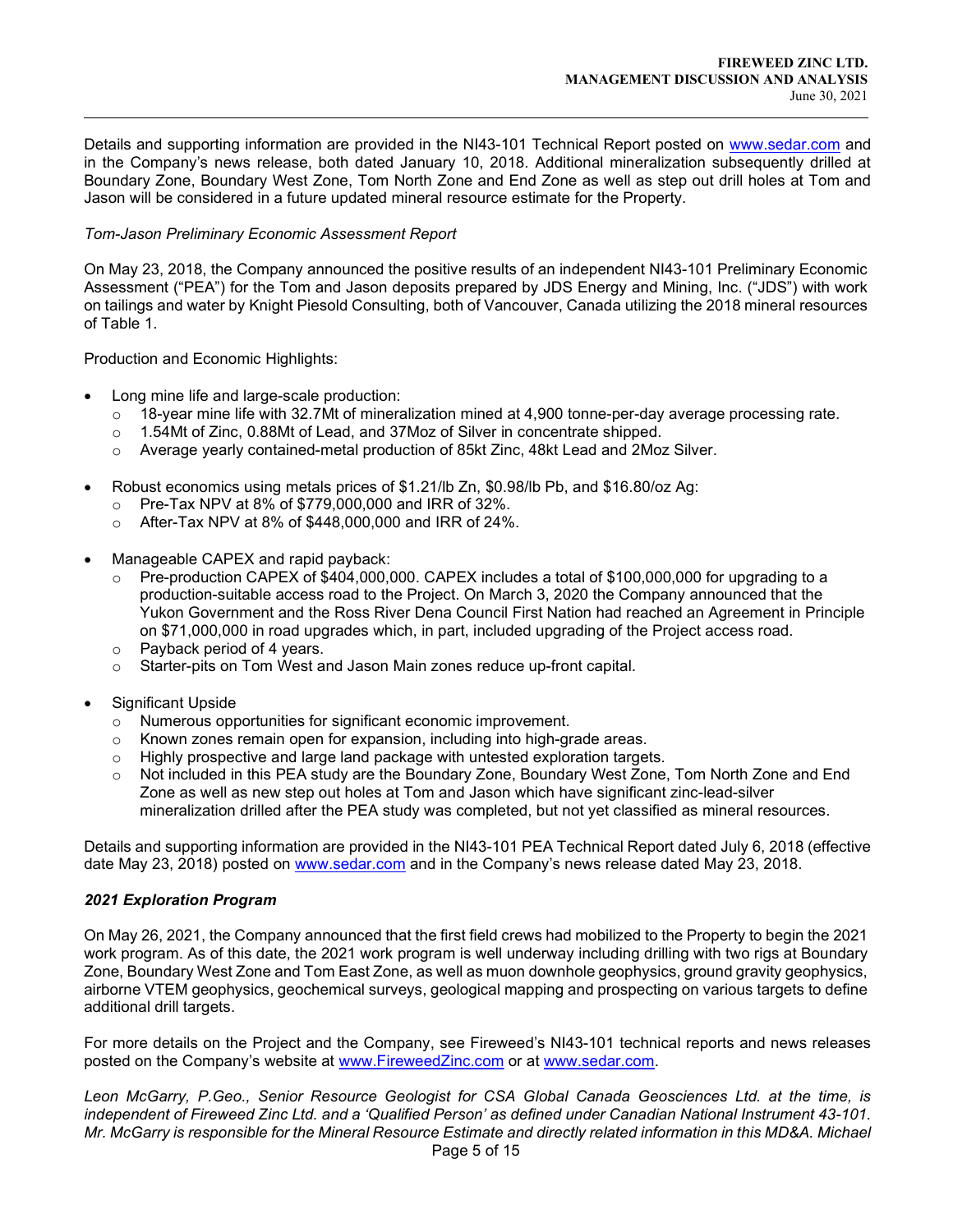Details and supporting information are provided in the NI43-101 Technical Report posted on www.sedar.com and in the Company's news release, both dated January 10, 2018. Additional mineralization subsequently drilled at Boundary Zone, Boundary West Zone, Tom North Zone and End Zone as well as step out drill holes at Tom and Jason will be considered in a future updated mineral resource estimate for the Property.

*Tom-Jason Preliminary Economic Assessment Report*

On May 23, 2018, the Company announced the positive results of an independent NI43-101 Preliminary Economic Assessment ("PEA") for the Tom and Jason deposits prepared by JDS Energy and Mining, Inc. ("JDS") with work on tailings and water by Knight Piesold Consulting, both of Vancouver, Canada utilizing the 2018 mineral resources of Table 1.

Production and Economic Highlights:

- Long mine life and large-scale production:
  - 18-year mine life with 32.7Mt of mineralization mined at 4,900 tonne-per-day average processing rate.
  - 1.54Mt of Zinc, 0.88Mt of Lead, and 37Moz of Silver in concentrate shipped.
  - Average yearly contained-metal production of 85kt Zinc, 48kt Lead and 2Moz Silver.
- Robust economics using metals prices of $1.21/lb Zn, $0.98/lb Pb, and $16.80/oz Ag:
  - Pre-Tax NPV at 8% of $779,000,000 and IRR of 32%.
  - After-Tax NPV at 8% of $448,000,000 and IRR of 24%.
- Manageable CAPEX and rapid payback:
  - Pre-production CAPEX of $404,000,000. CAPEX includes a total of $100,000,000 for upgrading to a production-suitable access road to the Project. On March 3, 2020 the Company announced that the Yukon Government and the Ross River Dena Council First Nation had reached an Agreement in Principle on $71,000,000 in road upgrades which, in part, included upgrading of the Project access road.
  - Payback period of 4 years.
  - Starter-pits on Tom West and Jason Main zones reduce up-front capital.
- Significant Upside
  - Numerous opportunities for significant economic improvement.
  - Known zones remain open for expansion, including into high-grade areas.
  - Highly prospective and large land package with untested exploration targets.
  - Not included in this PEA study are the Boundary Zone, Boundary West Zone, Tom North Zone and End Zone as well as new step out holes at Tom and Jason which have significant zinc-lead-silver mineralization drilled after the PEA study was completed, but not yet classified as mineral resources.

Details and supporting information are provided in the NI43-101 PEA Technical Report dated July 6, 2018 (effective date May 23, 2018) posted on www.sedar.com and in the Company's news release dated May 23, 2018.

***2021 Exploration Program***

On May 26, 2021, the Company announced that the first field crews had mobilized to the Property to begin the 2021 work program. As of this date, the 2021 work program is well underway including drilling with two rigs at Boundary Zone, Boundary West Zone and Tom East Zone, as well as muon downhole geophysics, ground gravity geophysics, airborne VTEM geophysics, geochemical surveys, geological mapping and prospecting on various targets to define additional drill targets.

For more details on the Project and the Company, see Fireweed's NI43-101 technical reports and news releases posted on the Company's website at www.FireweedZinc.com or at www.sedar.com.

*Leon McGarry, P.Geo., Senior Resource Geologist for CSA Global Canada Geosciences Ltd. at the time, is independent of Fireweed Zinc Ltd. and a 'Qualified Person' as defined under Canadian National Instrument 43-101. Mr. McGarry is responsible for the Mineral Resource Estimate and directly related information in this MD&A. Michael*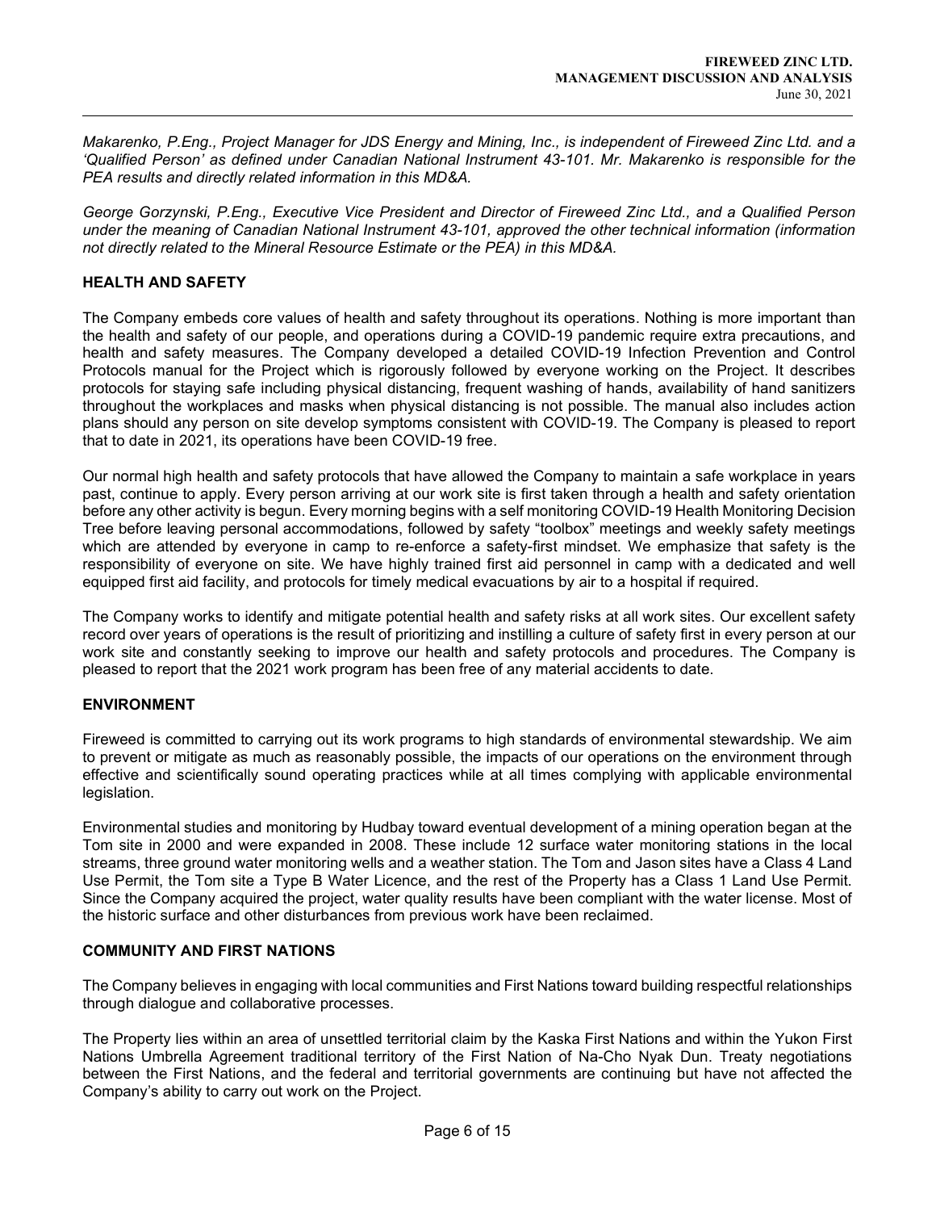*Makarenko, P.Eng., Project Manager for JDS Energy and Mining, Inc., is independent of Fireweed Zinc Ltd. and a 'Qualified Person' as defined under Canadian National Instrument 43-101. Mr. Makarenko is responsible for the PEA results and directly related information in this MD&A.*

*George Gorzynski, P.Eng., Executive Vice President and Director of Fireweed Zinc Ltd., and a Qualified Person under the meaning of Canadian National Instrument 43-101, approved the other technical information (information not directly related to the Mineral Resource Estimate or the PEA) in this MD&A.*

## HEALTH AND SAFETY

The Company embeds core values of health and safety throughout its operations. Nothing is more important than the health and safety of our people, and operations during a COVID-19 pandemic require extra precautions, and health and safety measures. The Company developed a detailed COVID-19 Infection Prevention and Control Protocols manual for the Project which is rigorously followed by everyone working on the Project. It describes protocols for staying safe including physical distancing, frequent washing of hands, availability of hand sanitizers throughout the workplaces and masks when physical distancing is not possible. The manual also includes action plans should any person on site develop symptoms consistent with COVID-19. The Company is pleased to report that to date in 2021, its operations have been COVID-19 free.

Our normal high health and safety protocols that have allowed the Company to maintain a safe workplace in years past, continue to apply. Every person arriving at our work site is first taken through a health and safety orientation before any other activity is begun. Every morning begins with a self monitoring COVID-19 Health Monitoring Decision Tree before leaving personal accommodations, followed by safety "toolbox" meetings and weekly safety meetings which are attended by everyone in camp to re-enforce a safety-first mindset. We emphasize that safety is the responsibility of everyone on site. We have highly trained first aid personnel in camp with a dedicated and well equipped first aid facility, and protocols for timely medical evacuations by air to a hospital if required.

The Company works to identify and mitigate potential health and safety risks at all work sites. Our excellent safety record over years of operations is the result of prioritizing and instilling a culture of safety first in every person at our work site and constantly seeking to improve our health and safety protocols and procedures. The Company is pleased to report that the 2021 work program has been free of any material accidents to date.

## ENVIRONMENT

Fireweed is committed to carrying out its work programs to high standards of environmental stewardship. We aim to prevent or mitigate as much as reasonably possible, the impacts of our operations on the environment through effective and scientifically sound operating practices while at all times complying with applicable environmental legislation.

Environmental studies and monitoring by Hudbay toward eventual development of a mining operation began at the Tom site in 2000 and were expanded in 2008. These include 12 surface water monitoring stations in the local streams, three ground water monitoring wells and a weather station. The Tom and Jason sites have a Class 4 Land Use Permit, the Tom site a Type B Water Licence, and the rest of the Property has a Class 1 Land Use Permit. Since the Company acquired the project, water quality results have been compliant with the water license. Most of the historic surface and other disturbances from previous work have been reclaimed.

## COMMUNITY AND FIRST NATIONS

The Company believes in engaging with local communities and First Nations toward building respectful relationships through dialogue and collaborative processes.

The Property lies within an area of unsettled territorial claim by the Kaska First Nations and within the Yukon First Nations Umbrella Agreement traditional territory of the First Nation of Na-Cho Nyak Dun. Treaty negotiations between the First Nations, and the federal and territorial governments are continuing but have not affected the Company's ability to carry out work on the Project.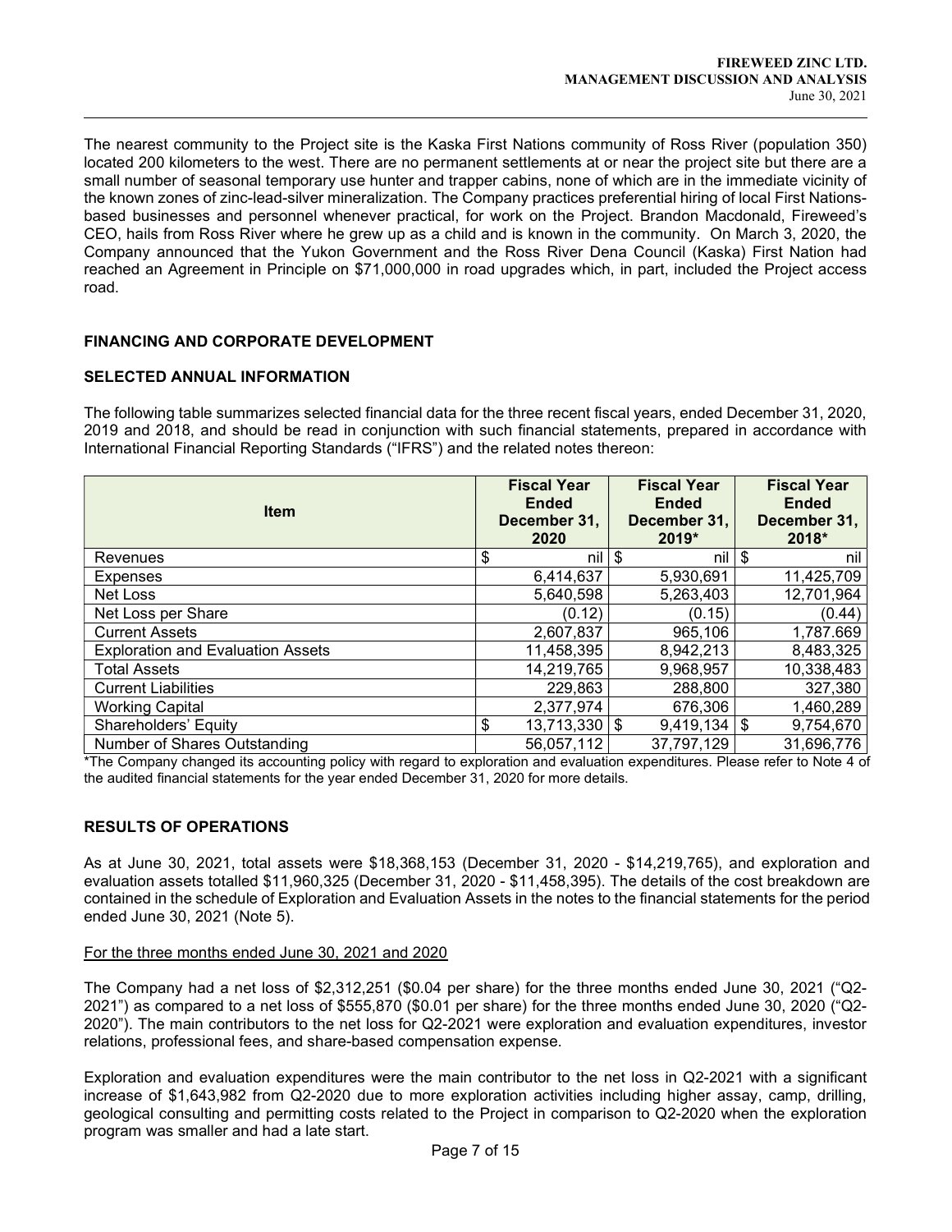The nearest community to the Project site is the Kaska First Nations community of Ross River (population 350) located 200 kilometers to the west. There are no permanent settlements at or near the project site but there are a small number of seasonal temporary use hunter and trapper cabins, none of which are in the immediate vicinity of the known zones of zinc-lead-silver mineralization. The Company practices preferential hiring of local First Nations-based businesses and personnel whenever practical, for work on the Project. Brandon Macdonald, Fireweed's CEO, hails from Ross River where he grew up as a child and is known in the community. On March 3, 2020, the Company announced that the Yukon Government and the Ross River Dena Council (Kaska) First Nation had reached an Agreement in Principle on $71,000,000 in road upgrades which, in part, included the Project access road.

## FINANCING AND CORPORATE DEVELOPMENT

## SELECTED ANNUAL INFORMATION

The following table summarizes selected financial data for the three recent fiscal years, ended December 31, 2020, 2019 and 2018, and should be read in conjunction with such financial statements, prepared in accordance with International Financial Reporting Standards ("IFRS") and the related notes thereon:

| Item | Fiscal Year Ended December 31, 2020 | Fiscal Year Ended December 31, 2019* | Fiscal Year Ended December 31, 2018* |
|---|---|---|---|
| Revenues | $ nil | $ nil | $ nil |
| Expenses | 6,414,637 | 5,930,691 | 11,425,709 |
| Net Loss | 5,640,598 | 5,263,403 | 12,701,964 |
| Net Loss per Share | (0.12) | (0.15) | (0.44) |
| Current Assets | 2,607,837 | 965,106 | 1,787.669 |
| Exploration and Evaluation Assets | 11,458,395 | 8,942,213 | 8,483,325 |
| Total Assets | 14,219,765 | 9,968,957 | 10,338,483 |
| Current Liabilities | 229,863 | 288,800 | 327,380 |
| Working Capital | 2,377,974 | 676,306 | 1,460,289 |
| Shareholders' Equity | $ 13,713,330 | $ 9,419,134 | $ 9,754,670 |
| Number of Shares Outstanding | 56,057,112 | 37,797,129 | 31,696,776 |

*The Company changed its accounting policy with regard to exploration and evaluation expenditures. Please refer to Note 4 of the audited financial statements for the year ended December 31, 2020 for more details.

## RESULTS OF OPERATIONS

As at June 30, 2021, total assets were $18,368,153 (December 31, 2020 - $14,219,765), and exploration and evaluation assets totalled $11,960,325 (December 31, 2020 - $11,458,395). The details of the cost breakdown are contained in the schedule of Exploration and Evaluation Assets in the notes to the financial statements for the period ended June 30, 2021 (Note 5).

### For the three months ended June 30, 2021 and 2020

The Company had a net loss of $2,312,251 ($0.04 per share) for the three months ended June 30, 2021 ("Q2-2021") as compared to a net loss of $555,870 ($0.01 per share) for the three months ended June 30, 2020 ("Q2-2020"). The main contributors to the net loss for Q2-2021 were exploration and evaluation expenditures, investor relations, professional fees, and share-based compensation expense.

Exploration and evaluation expenditures were the main contributor to the net loss in Q2-2021 with a significant increase of $1,643,982 from Q2-2020 due to more exploration activities including higher assay, camp, drilling, geological consulting and permitting costs related to the Project in comparison to Q2-2020 when the exploration program was smaller and had a late start.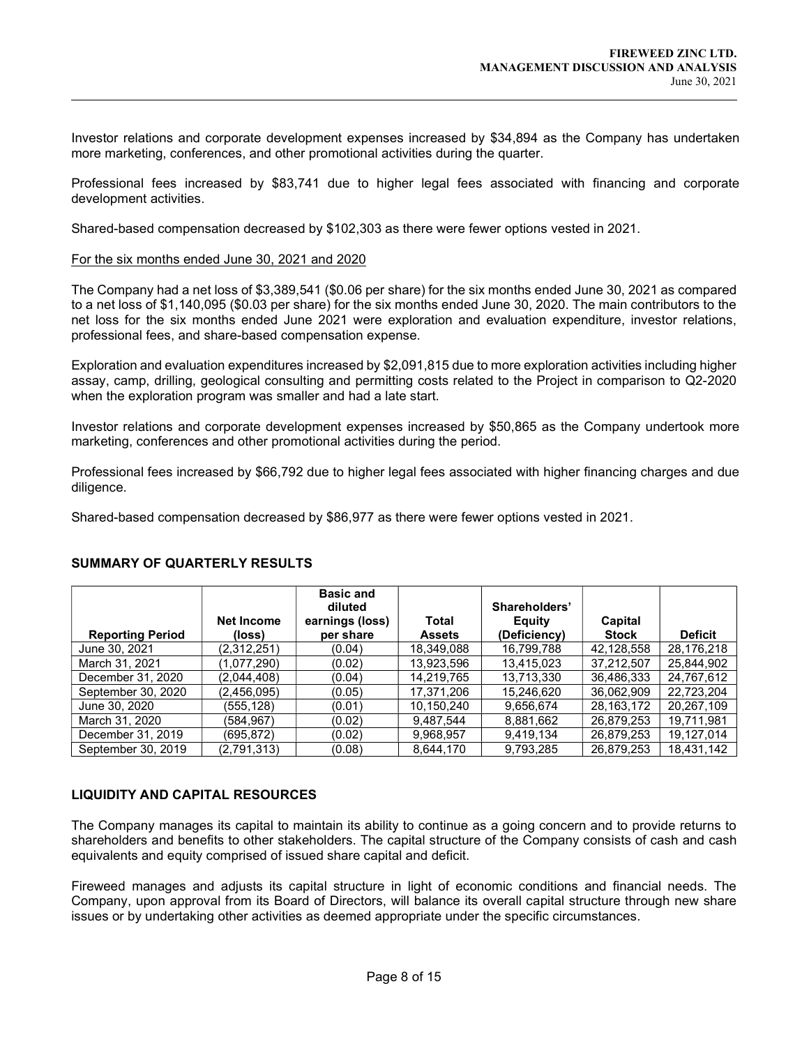Investor relations and corporate development expenses increased by $34,894 as the Company has undertaken more marketing, conferences, and other promotional activities during the quarter.

Professional fees increased by $83,741 due to higher legal fees associated with financing and corporate development activities.

Shared-based compensation decreased by $102,303 as there were fewer options vested in 2021.

For the six months ended June 30, 2021 and 2020

The Company had a net loss of $3,389,541 ($0.06 per share) for the six months ended June 30, 2021 as compared to a net loss of $1,140,095 ($0.03 per share) for the six months ended June 30, 2020. The main contributors to the net loss for the six months ended June 2021 were exploration and evaluation expenditure, investor relations, professional fees, and share-based compensation expense.

Exploration and evaluation expenditures increased by $2,091,815 due to more exploration activities including higher assay, camp, drilling, geological consulting and permitting costs related to the Project in comparison to Q2-2020 when the exploration program was smaller and had a late start.

Investor relations and corporate development expenses increased by $50,865 as the Company undertook more marketing, conferences and other promotional activities during the period.

Professional fees increased by $66,792 due to higher legal fees associated with higher financing charges and due diligence.

Shared-based compensation decreased by $86,977 as there were fewer options vested in 2021.

## SUMMARY OF QUARTERLY RESULTS

| Reporting Period | Net Income (loss) | Basic and diluted earnings (loss) per share | Total Assets | Shareholders' Equity (Deficiency) | Capital Stock | Deficit |
|---|---|---|---|---|---|---|
| June 30, 2021 | (2,312,251) | (0.04) | 18,349,088 | 16,799,788 | 42,128,558 | 28,176,218 |
| March 31, 2021 | (1,077,290) | (0.02) | 13,923,596 | 13,415,023 | 37,212,507 | 25,844,902 |
| December 31, 2020 | (2,044,408) | (0.04) | 14,219,765 | 13,713,330 | 36,486,333 | 24,767,612 |
| September 30, 2020 | (2,456,095) | (0.05) | 17,371,206 | 15,246,620 | 36,062,909 | 22,723,204 |
| June 30, 2020 | (555,128) | (0.01) | 10,150,240 | 9,656,674 | 28,163,172 | 20,267,109 |
| March 31, 2020 | (584,967) | (0.02) | 9,487,544 | 8,881,662 | 26,879,253 | 19,711,981 |
| December 31, 2019 | (695,872) | (0.02) | 9,968,957 | 9,419,134 | 26,879,253 | 19,127,014 |
| September 30, 2019 | (2,791,313) | (0.08) | 8,644,170 | 9,793,285 | 26,879,253 | 18,431,142 |

## LIQUIDITY AND CAPITAL RESOURCES

The Company manages its capital to maintain its ability to continue as a going concern and to provide returns to shareholders and benefits to other stakeholders. The capital structure of the Company consists of cash and cash equivalents and equity comprised of issued share capital and deficit.

Fireweed manages and adjusts its capital structure in light of economic conditions and financial needs. The Company, upon approval from its Board of Directors, will balance its overall capital structure through new share issues or by undertaking other activities as deemed appropriate under the specific circumstances.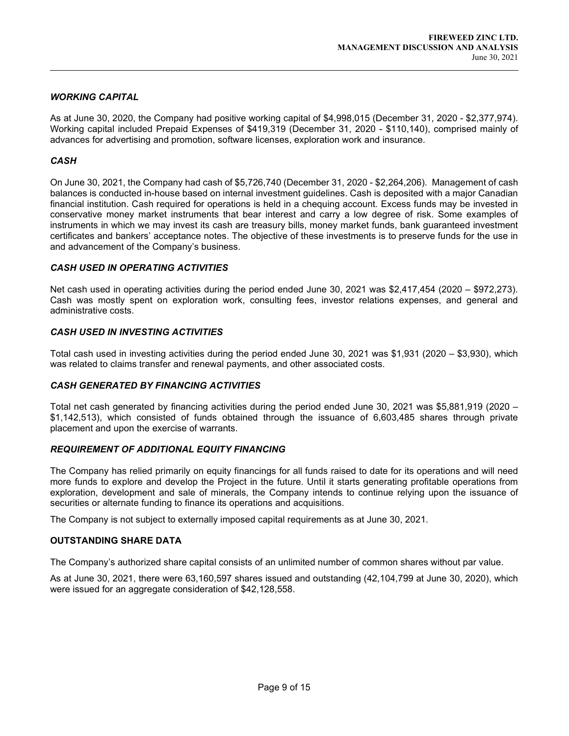### *WORKING CAPITAL*

As at June 30, 2020, the Company had positive working capital of $4,998,015 (December 31, 2020 - $2,377,974). Working capital included Prepaid Expenses of $419,319 (December 31, 2020 - $110,140), comprised mainly of advances for advertising and promotion, software licenses, exploration work and insurance.

### *CASH*

On June 30, 2021, the Company had cash of $5,726,740 (December 31, 2020 - $2,264,206). Management of cash balances is conducted in-house based on internal investment guidelines. Cash is deposited with a major Canadian financial institution. Cash required for operations is held in a chequing account. Excess funds may be invested in conservative money market instruments that bear interest and carry a low degree of risk. Some examples of instruments in which we may invest its cash are treasury bills, money market funds, bank guaranteed investment certificates and bankers' acceptance notes. The objective of these investments is to preserve funds for the use in and advancement of the Company's business.

### *CASH USED IN OPERATING ACTIVITIES*

Net cash used in operating activities during the period ended June 30, 2021 was $2,417,454 (2020 – $972,273). Cash was mostly spent on exploration work, consulting fees, investor relations expenses, and general and administrative costs.

### *CASH USED IN INVESTING ACTIVITIES*

Total cash used in investing activities during the period ended June 30, 2021 was $1,931 (2020 – $3,930), which was related to claims transfer and renewal payments, and other associated costs.

### *CASH GENERATED BY FINANCING ACTIVITIES*

Total net cash generated by financing activities during the period ended June 30, 2021 was $5,881,919 (2020 – $1,142,513), which consisted of funds obtained through the issuance of 6,603,485 shares through private placement and upon the exercise of warrants.

### *REQUIREMENT OF ADDITIONAL EQUITY FINANCING*

The Company has relied primarily on equity financings for all funds raised to date for its operations and will need more funds to explore and develop the Project in the future. Until it starts generating profitable operations from exploration, development and sale of minerals, the Company intends to continue relying upon the issuance of securities or alternate funding to finance its operations and acquisitions.

The Company is not subject to externally imposed capital requirements as at June 30, 2021.

## OUTSTANDING SHARE DATA

The Company's authorized share capital consists of an unlimited number of common shares without par value.

As at June 30, 2021, there were 63,160,597 shares issued and outstanding (42,104,799 at June 30, 2020), which were issued for an aggregate consideration of $42,128,558.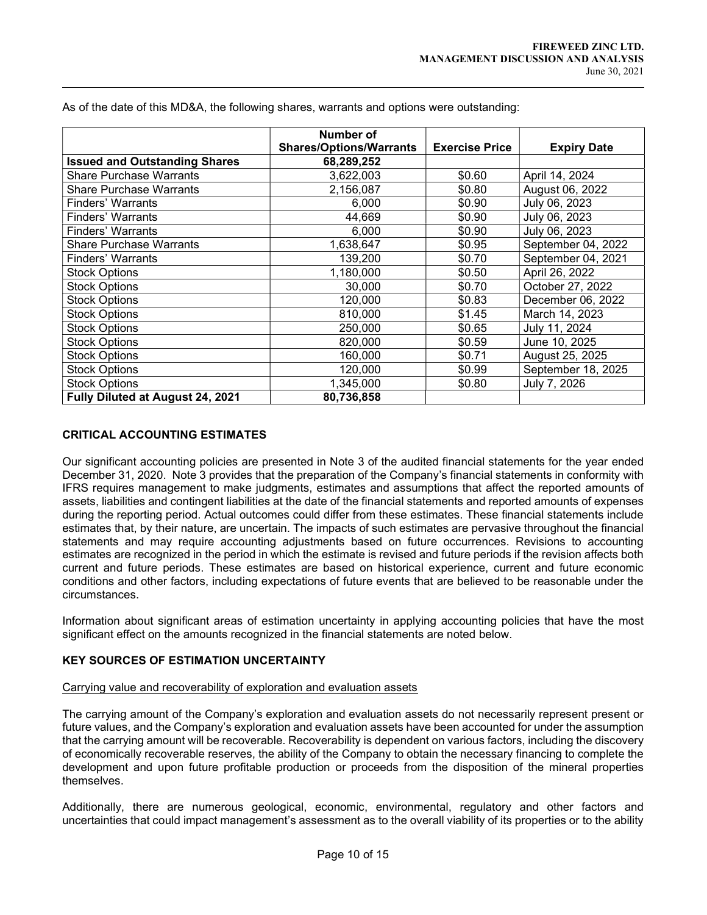As of the date of this MD&A, the following shares, warrants and options were outstanding:

| | Number of Shares/Options/Warrants | Exercise Price | Expiry Date |
|---|---|---|---|
| **Issued and Outstanding Shares** | **68,289,252** | | |
| Share Purchase Warrants | 3,622,003 | $0.60 | April 14, 2024 |
| Share Purchase Warrants | 2,156,087 | $0.80 | August 06, 2022 |
| Finders' Warrants | 6,000 | $0.90 | July 06, 2023 |
| Finders' Warrants | 44,669 | $0.90 | July 06, 2023 |
| Finders' Warrants | 6,000 | $0.90 | July 06, 2023 |
| Share Purchase Warrants | 1,638,647 | $0.95 | September 04, 2022 |
| Finders' Warrants | 139,200 | $0.70 | September 04, 2021 |
| Stock Options | 1,180,000 | $0.50 | April 26, 2022 |
| Stock Options | 30,000 | $0.70 | October 27, 2022 |
| Stock Options | 120,000 | $0.83 | December 06, 2022 |
| Stock Options | 810,000 | $1.45 | March 14, 2023 |
| Stock Options | 250,000 | $0.65 | July 11, 2024 |
| Stock Options | 820,000 | $0.59 | June 10, 2025 |
| Stock Options | 160,000 | $0.71 | August 25, 2025 |
| Stock Options | 120,000 | $0.99 | September 18, 2025 |
| Stock Options | 1,345,000 | $0.80 | July 7, 2026 |
| **Fully Diluted at August 24, 2021** | **80,736,858** | | |

## CRITICAL ACCOUNTING ESTIMATES

Our significant accounting policies are presented in Note 3 of the audited financial statements for the year ended December 31, 2020. Note 3 provides that the preparation of the Company's financial statements in conformity with IFRS requires management to make judgments, estimates and assumptions that affect the reported amounts of assets, liabilities and contingent liabilities at the date of the financial statements and reported amounts of expenses during the reporting period. Actual outcomes could differ from these estimates. These financial statements include estimates that, by their nature, are uncertain. The impacts of such estimates are pervasive throughout the financial statements and may require accounting adjustments based on future occurrences. Revisions to accounting estimates are recognized in the period in which the estimate is revised and future periods if the revision affects both current and future periods. These estimates are based on historical experience, current and future economic conditions and other factors, including expectations of future events that are believed to be reasonable under the circumstances.

Information about significant areas of estimation uncertainty in applying accounting policies that have the most significant effect on the amounts recognized in the financial statements are noted below.

## KEY SOURCES OF ESTIMATION UNCERTAINTY

Carrying value and recoverability of exploration and evaluation assets

The carrying amount of the Company's exploration and evaluation assets do not necessarily represent present or future values, and the Company's exploration and evaluation assets have been accounted for under the assumption that the carrying amount will be recoverable. Recoverability is dependent on various factors, including the discovery of economically recoverable reserves, the ability of the Company to obtain the necessary financing to complete the development and upon future profitable production or proceeds from the disposition of the mineral properties themselves.

Additionally, there are numerous geological, economic, environmental, regulatory and other factors and uncertainties that could impact management's assessment as to the overall viability of its properties or to the ability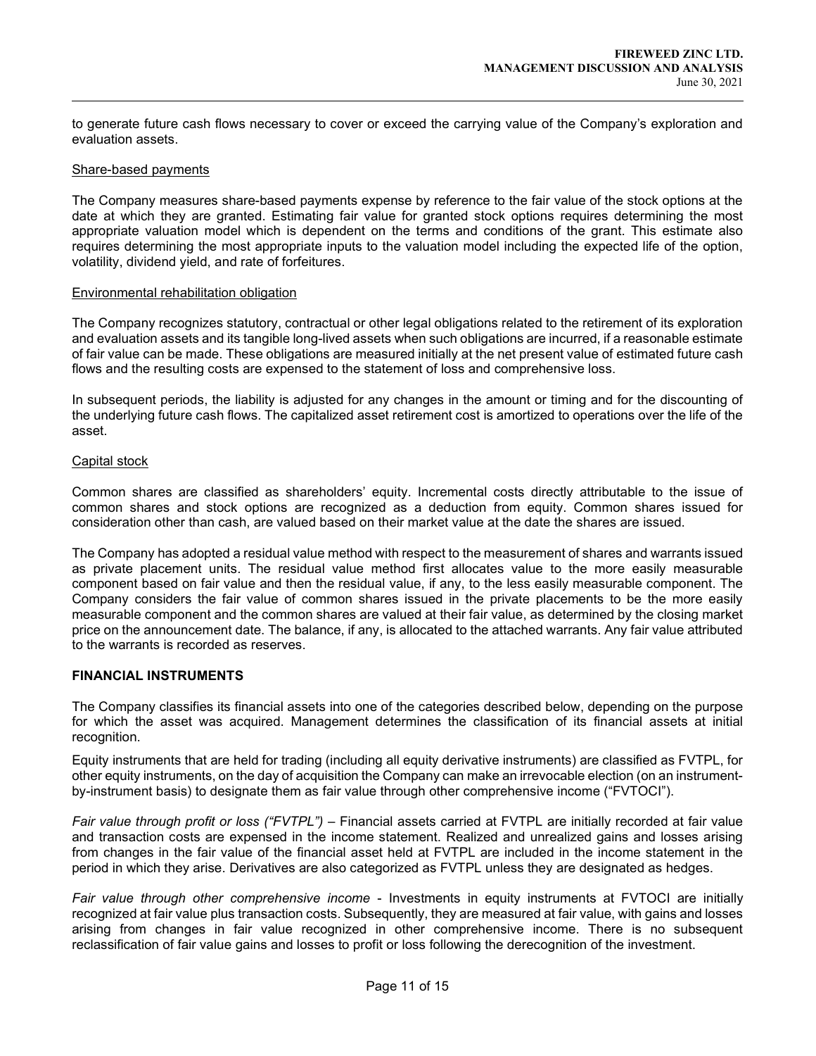to generate future cash flows necessary to cover or exceed the carrying value of the Company's exploration and evaluation assets.

Share-based payments

The Company measures share-based payments expense by reference to the fair value of the stock options at the date at which they are granted. Estimating fair value for granted stock options requires determining the most appropriate valuation model which is dependent on the terms and conditions of the grant. This estimate also requires determining the most appropriate inputs to the valuation model including the expected life of the option, volatility, dividend yield, and rate of forfeitures.

Environmental rehabilitation obligation

The Company recognizes statutory, contractual or other legal obligations related to the retirement of its exploration and evaluation assets and its tangible long-lived assets when such obligations are incurred, if a reasonable estimate of fair value can be made. These obligations are measured initially at the net present value of estimated future cash flows and the resulting costs are expensed to the statement of loss and comprehensive loss.

In subsequent periods, the liability is adjusted for any changes in the amount or timing and for the discounting of the underlying future cash flows. The capitalized asset retirement cost is amortized to operations over the life of the asset.

Capital stock

Common shares are classified as shareholders' equity. Incremental costs directly attributable to the issue of common shares and stock options are recognized as a deduction from equity. Common shares issued for consideration other than cash, are valued based on their market value at the date the shares are issued.

The Company has adopted a residual value method with respect to the measurement of shares and warrants issued as private placement units. The residual value method first allocates value to the more easily measurable component based on fair value and then the residual value, if any, to the less easily measurable component. The Company considers the fair value of common shares issued in the private placements to be the more easily measurable component and the common shares are valued at their fair value, as determined by the closing market price on the announcement date. The balance, if any, is allocated to the attached warrants. Any fair value attributed to the warrants is recorded as reserves.

## FINANCIAL INSTRUMENTS

The Company classifies its financial assets into one of the categories described below, depending on the purpose for which the asset was acquired. Management determines the classification of its financial assets at initial recognition.

Equity instruments that are held for trading (including all equity derivative instruments) are classified as FVTPL, for other equity instruments, on the day of acquisition the Company can make an irrevocable election (on an instrument-by-instrument basis) to designate them as fair value through other comprehensive income ("FVTOCI").

*Fair value through profit or loss ("FVTPL")* – Financial assets carried at FVTPL are initially recorded at fair value and transaction costs are expensed in the income statement. Realized and unrealized gains and losses arising from changes in the fair value of the financial asset held at FVTPL are included in the income statement in the period in which they arise. Derivatives are also categorized as FVTPL unless they are designated as hedges.

*Fair value through other comprehensive income* - Investments in equity instruments at FVTOCI are initially recognized at fair value plus transaction costs. Subsequently, they are measured at fair value, with gains and losses arising from changes in fair value recognized in other comprehensive income. There is no subsequent reclassification of fair value gains and losses to profit or loss following the derecognition of the investment.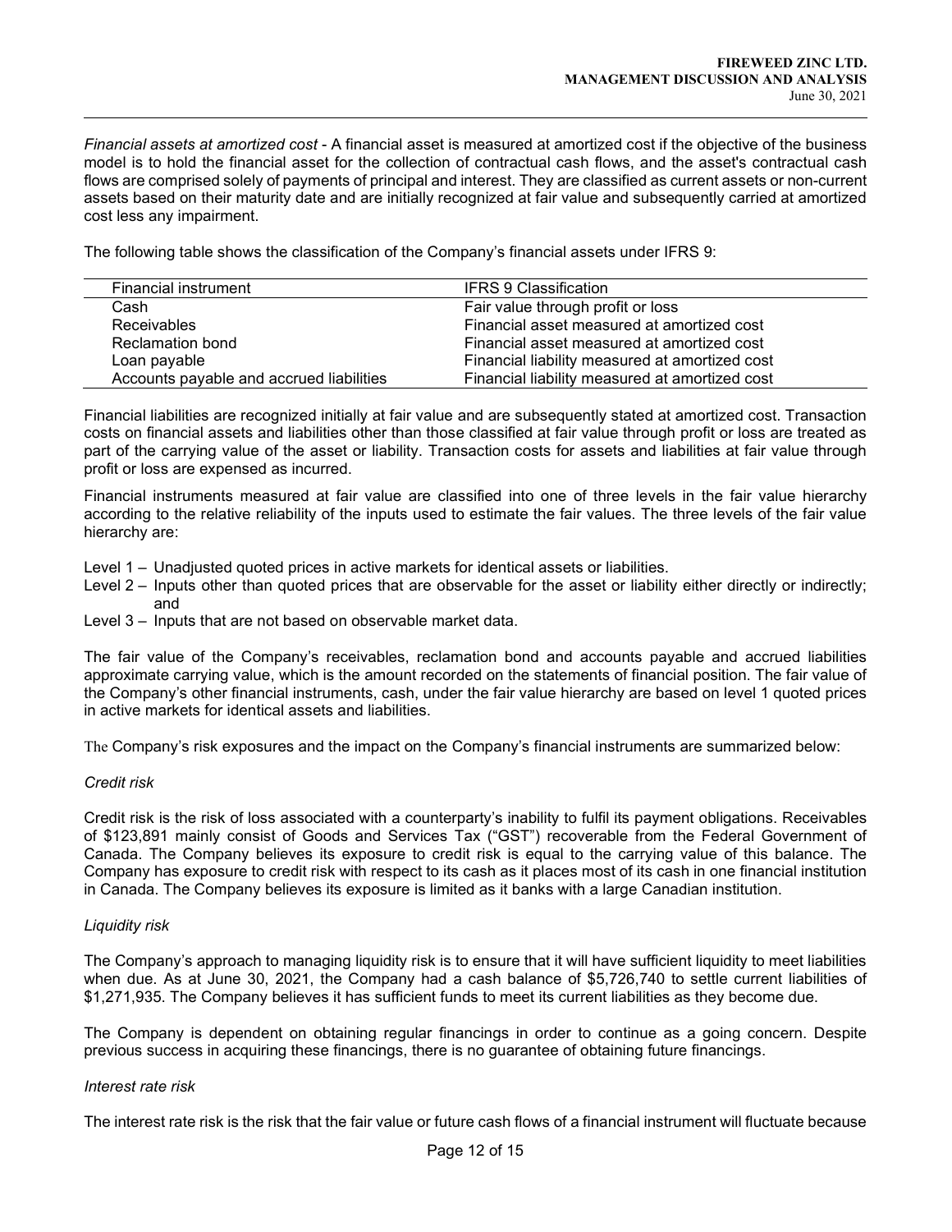*Financial assets at amortized cost* - A financial asset is measured at amortized cost if the objective of the business model is to hold the financial asset for the collection of contractual cash flows, and the asset's contractual cash flows are comprised solely of payments of principal and interest. They are classified as current assets or non-current assets based on their maturity date and are initially recognized at fair value and subsequently carried at amortized cost less any impairment.

The following table shows the classification of the Company's financial assets under IFRS 9:

| Financial instrument | IFRS 9 Classification |
|---|---|
| Cash | Fair value through profit or loss |
| Receivables | Financial asset measured at amortized cost |
| Reclamation bond | Financial asset measured at amortized cost |
| Loan payable | Financial liability measured at amortized cost |
| Accounts payable and accrued liabilities | Financial liability measured at amortized cost |

Financial liabilities are recognized initially at fair value and are subsequently stated at amortized cost. Transaction costs on financial assets and liabilities other than those classified at fair value through profit or loss are treated as part of the carrying value of the asset or liability. Transaction costs for assets and liabilities at fair value through profit or loss are expensed as incurred.

Financial instruments measured at fair value are classified into one of three levels in the fair value hierarchy according to the relative reliability of the inputs used to estimate the fair values. The three levels of the fair value hierarchy are:

- Level 1 – Unadjusted quoted prices in active markets for identical assets or liabilities.
- Level 2 – Inputs other than quoted prices that are observable for the asset or liability either directly or indirectly; and
- Level 3 – Inputs that are not based on observable market data.

The fair value of the Company's receivables, reclamation bond and accounts payable and accrued liabilities approximate carrying value, which is the amount recorded on the statements of financial position. The fair value of the Company's other financial instruments, cash, under the fair value hierarchy are based on level 1 quoted prices in active markets for identical assets and liabilities.

The Company's risk exposures and the impact on the Company's financial instruments are summarized below:

*Credit risk*

Credit risk is the risk of loss associated with a counterparty's inability to fulfil its payment obligations. Receivables of $123,891 mainly consist of Goods and Services Tax ("GST") recoverable from the Federal Government of Canada. The Company believes its exposure to credit risk is equal to the carrying value of this balance. The Company has exposure to credit risk with respect to its cash as it places most of its cash in one financial institution in Canada. The Company believes its exposure is limited as it banks with a large Canadian institution.

*Liquidity risk*

The Company's approach to managing liquidity risk is to ensure that it will have sufficient liquidity to meet liabilities when due. As at June 30, 2021, the Company had a cash balance of $5,726,740 to settle current liabilities of $1,271,935. The Company believes it has sufficient funds to meet its current liabilities as they become due.

The Company is dependent on obtaining regular financings in order to continue as a going concern. Despite previous success in acquiring these financings, there is no guarantee of obtaining future financings.

*Interest rate risk*

The interest rate risk is the risk that the fair value or future cash flows of a financial instrument will fluctuate because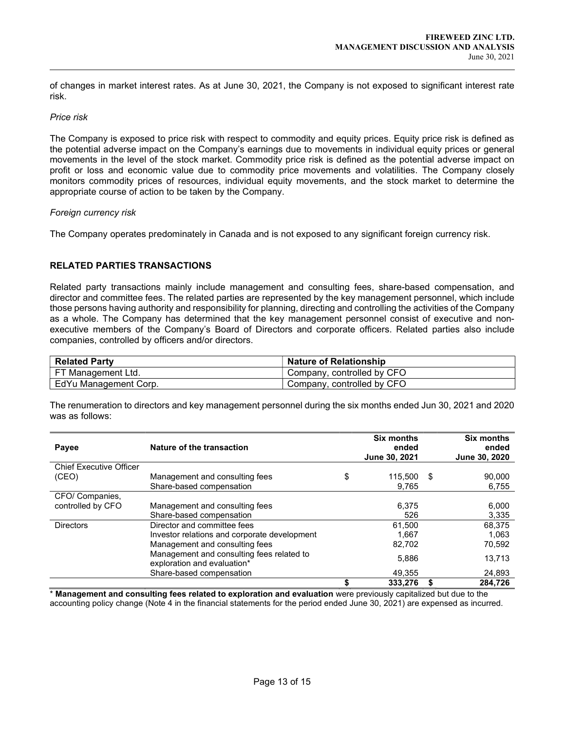of changes in market interest rates. As at June 30, 2021, the Company is not exposed to significant interest rate risk.

*Price risk*

The Company is exposed to price risk with respect to commodity and equity prices. Equity price risk is defined as the potential adverse impact on the Company's earnings due to movements in individual equity prices or general movements in the level of the stock market. Commodity price risk is defined as the potential adverse impact on profit or loss and economic value due to commodity price movements and volatilities. The Company closely monitors commodity prices of resources, individual equity movements, and the stock market to determine the appropriate course of action to be taken by the Company.

*Foreign currency risk*

The Company operates predominately in Canada and is not exposed to any significant foreign currency risk.

## RELATED PARTIES TRANSACTIONS

Related party transactions mainly include management and consulting fees, share-based compensation, and director and committee fees. The related parties are represented by the key management personnel, which include those persons having authority and responsibility for planning, directing and controlling the activities of the Company as a whole. The Company has determined that the key management personnel consist of executive and non-executive members of the Company's Board of Directors and corporate officers. Related parties also include companies, controlled by officers and/or directors.

| Related Party | Nature of Relationship |
|---|---|
| FT Management Ltd. | Company, controlled by CFO |
| EdYu Management Corp. | Company, controlled by CFO |

The renumeration to directors and key management personnel during the six months ended Jun 30, 2021 and 2020 was as follows:

| Payee | Nature of the transaction | Six months ended June 30, 2021 | Six months ended June 30, 2020 |
|---|---|---|---|
| Chief Executive Officer (CEO) | Management and consulting fees | $ 115,500 | $ 90,000 |
| | Share-based compensation | 9,765 | 6,755 |
| CFO/ Companies, controlled by CFO | Management and consulting fees | 6,375 | 6,000 |
| | Share-based compensation | 526 | 3,335 |
| Directors | Director and committee fees | 61,500 | 68,375 |
| | Investor relations and corporate development | 1,667 | 1,063 |
| | Management and consulting fees | 82,702 | 70,592 |
| | Management and consulting fees related to exploration and evaluation* | 5,886 | 13,713 |
| | Share-based compensation | 49,355 | 24,893 |
| | | $ 333,276 | $ 284,726 |

\* **Management and consulting fees related to exploration and evaluation** were previously capitalized but due to the accounting policy change (Note 4 in the financial statements for the period ended June 30, 2021) are expensed as incurred.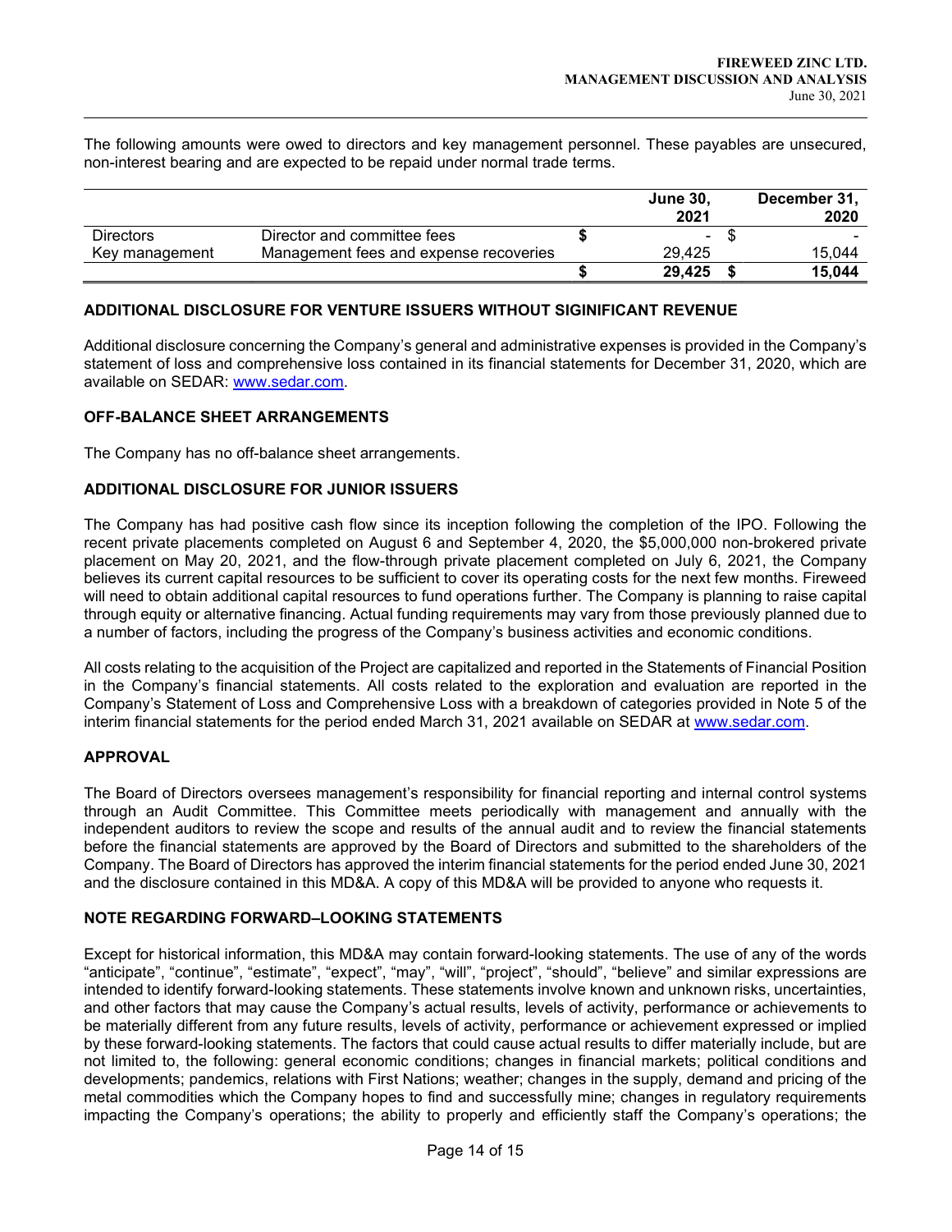The following amounts were owed to directors and key management personnel. These payables are unsecured, non-interest bearing and are expected to be repaid under normal trade terms.

| | | June 30, 2021 | December 31, 2020 |
|---|---|---|---|
| Directors | Director and committee fees | $ - | $ - |
| Key management | Management fees and expense recoveries | 29,425 | 15,044 |
| | | **$ 29,425** | **$ 15,044** |

### ADDITIONAL DISCLOSURE FOR VENTURE ISSUERS WITHOUT SIGINIFICANT REVENUE

Additional disclosure concerning the Company's general and administrative expenses is provided in the Company's statement of loss and comprehensive loss contained in its financial statements for December 31, 2020, which are available on SEDAR: www.sedar.com.

### OFF-BALANCE SHEET ARRANGEMENTS

The Company has no off-balance sheet arrangements.

### ADDITIONAL DISCLOSURE FOR JUNIOR ISSUERS

The Company has had positive cash flow since its inception following the completion of the IPO. Following the recent private placements completed on August 6 and September 4, 2020, the $5,000,000 non-brokered private placement on May 20, 2021, and the flow-through private placement completed on July 6, 2021, the Company believes its current capital resources to be sufficient to cover its operating costs for the next few months. Fireweed will need to obtain additional capital resources to fund operations further. The Company is planning to raise capital through equity or alternative financing. Actual funding requirements may vary from those previously planned due to a number of factors, including the progress of the Company's business activities and economic conditions.

All costs relating to the acquisition of the Project are capitalized and reported in the Statements of Financial Position in the Company's financial statements. All costs related to the exploration and evaluation are reported in the Company's Statement of Loss and Comprehensive Loss with a breakdown of categories provided in Note 5 of the interim financial statements for the period ended March 31, 2021 available on SEDAR at www.sedar.com.

### APPROVAL

The Board of Directors oversees management's responsibility for financial reporting and internal control systems through an Audit Committee. This Committee meets periodically with management and annually with the independent auditors to review the scope and results of the annual audit and to review the financial statements before the financial statements are approved by the Board of Directors and submitted to the shareholders of the Company. The Board of Directors has approved the interim financial statements for the period ended June 30, 2021 and the disclosure contained in this MD&A. A copy of this MD&A will be provided to anyone who requests it.

### NOTE REGARDING FORWARD–LOOKING STATEMENTS

Except for historical information, this MD&A may contain forward-looking statements. The use of any of the words "anticipate", "continue", "estimate", "expect", "may", "will", "project", "should", "believe" and similar expressions are intended to identify forward-looking statements. These statements involve known and unknown risks, uncertainties, and other factors that may cause the Company's actual results, levels of activity, performance or achievements to be materially different from any future results, levels of activity, performance or achievement expressed or implied by these forward-looking statements. The factors that could cause actual results to differ materially include, but are not limited to, the following: general economic conditions; changes in financial markets; political conditions and developments; pandemics, relations with First Nations; weather; changes in the supply, demand and pricing of the metal commodities which the Company hopes to find and successfully mine; changes in regulatory requirements impacting the Company's operations; the ability to properly and efficiently staff the Company's operations; the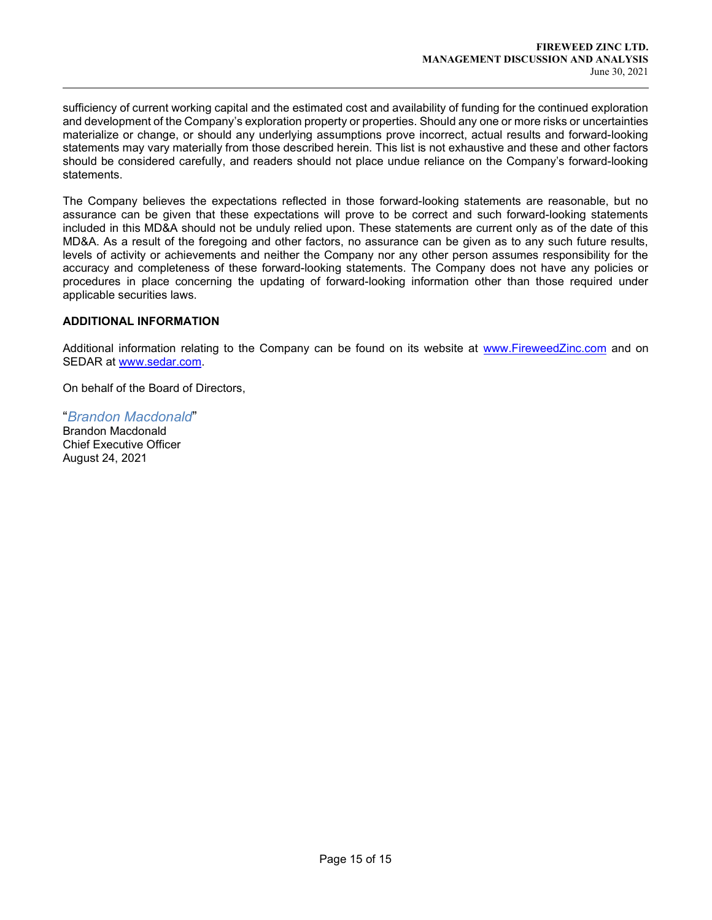sufficiency of current working capital and the estimated cost and availability of funding for the continued exploration and development of the Company's exploration property or properties. Should any one or more risks or uncertainties materialize or change, or should any underlying assumptions prove incorrect, actual results and forward-looking statements may vary materially from those described herein. This list is not exhaustive and these and other factors should be considered carefully, and readers should not place undue reliance on the Company's forward-looking statements.

The Company believes the expectations reflected in those forward-looking statements are reasonable, but no assurance can be given that these expectations will prove to be correct and such forward-looking statements included in this MD&A should not be unduly relied upon. These statements are current only as of the date of this MD&A. As a result of the foregoing and other factors, no assurance can be given as to any such future results, levels of activity or achievements and neither the Company nor any other person assumes responsibility for the accuracy and completeness of these forward-looking statements. The Company does not have any policies or procedures in place concerning the updating of forward-looking information other than those required under applicable securities laws.

**ADDITIONAL INFORMATION**

Additional information relating to the Company can be found on its website at www.FireweedZinc.com and on SEDAR at www.sedar.com.

On behalf of the Board of Directors,

"*Brandon Macdonald*"
Brandon Macdonald
Chief Executive Officer
August 24, 2021